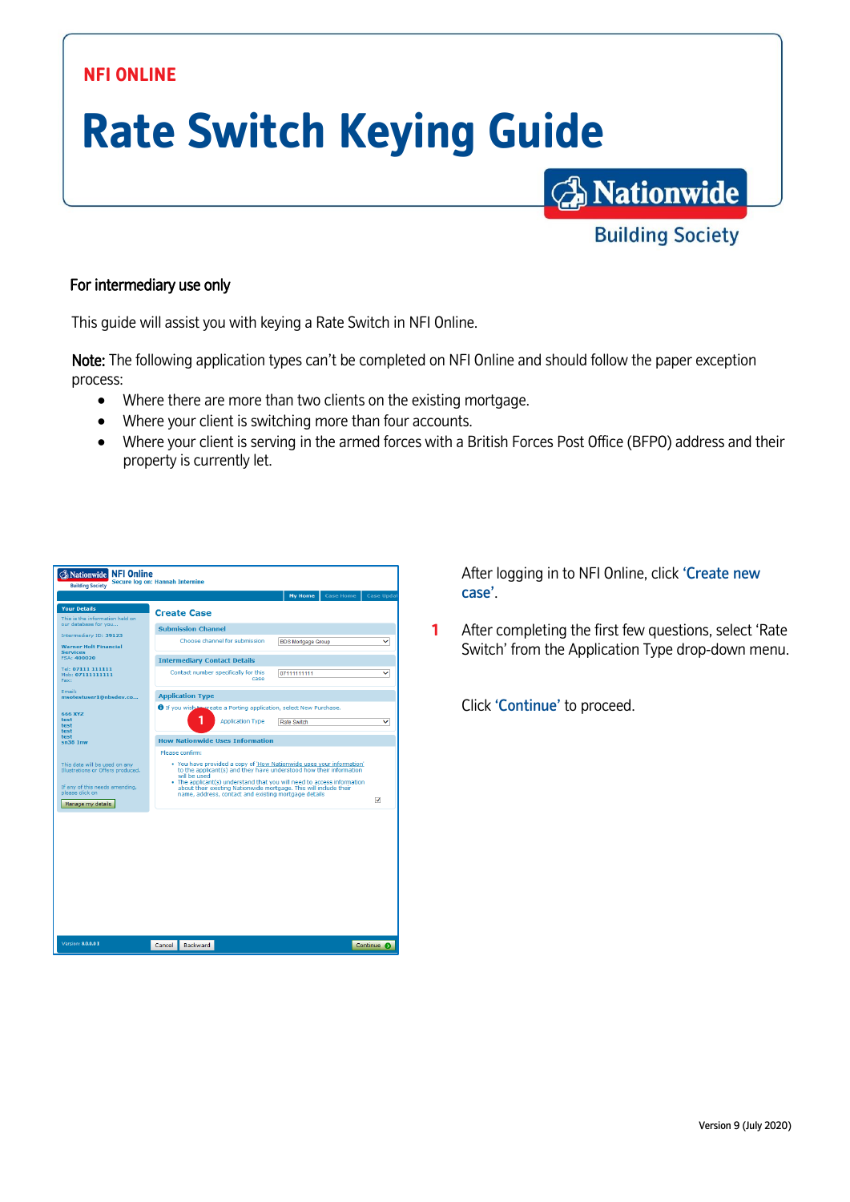NFI ONLINE

# Rate Switch Keying Guide

Nationwide Building Society

For intermediary use only

This guide will assist you with keying a Rate Switch in NFI Online.

**Note:** The following application types can't be completed on NFI Online and should follow the paper exception process:

- Where there are more than two clients on the existing mortgage.
- Where your client is switching more than four accounts.
- Where your client is serving in the armed forces with a British Forces Post Office (BFPO) address and their property is currently let.

After logging in to NFI Online, click '**Create new case**'.

1 After completing the first few questions, select 'Rate Switch' from the Application Type drop-down menu.

Click '**Continue**' to proceed.

Version 9 (July 2020)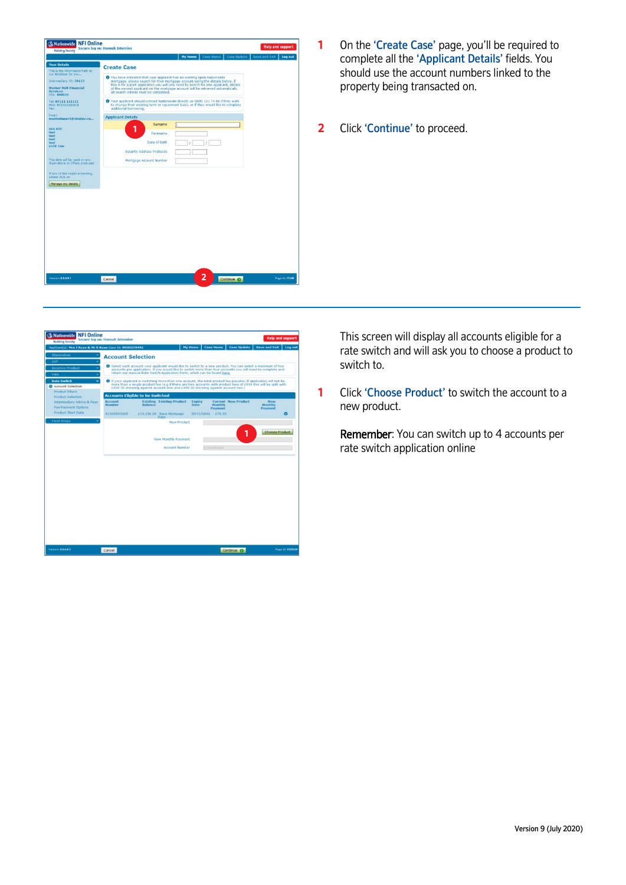1 On the 'Create Case' page, you'll be required to complete all the 'Applicant Details' fields. You should use the account numbers linked to the property being transacted on.

2 Click 'Continue' to proceed.

This screen will display all accounts eligible for a rate switch and will ask you to choose a product to switch to.

1 Click 'Choose Product' to switch the account to a new product.

**Remember**: You can switch up to 4 accounts per rate switch application online

Version 9 (July 2020)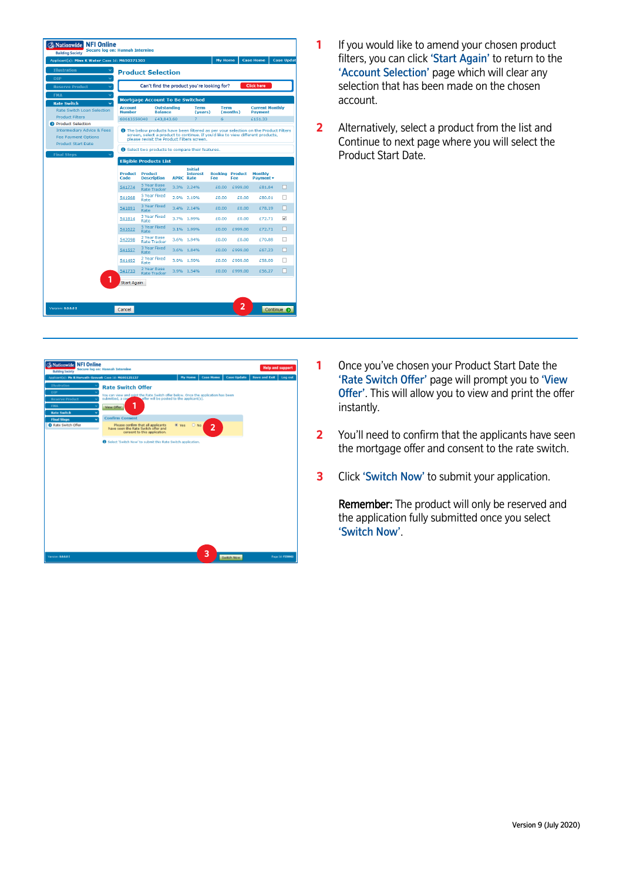1 If you would like to amend your chosen product filters, you can click 'Start Again' to return to the 'Account Selection' page which will clear any selection that has been made on the chosen account.

2 Alternatively, select a product from the list and Continue to next page where you will select the Product Start Date.

1 Once you've chosen your Product Start Date the 'Rate Switch Offer' page will prompt you to 'View Offer'. This will allow you to view and print the offer instantly.

2 You'll need to confirm that the applicants have seen the mortgage offer and consent to the rate switch.

3 Click 'Switch Now' to submit your application.

**Remember:** The product will only be reserved and the application fully submitted once you select 'Switch Now'.

Version 9 (July 2020)